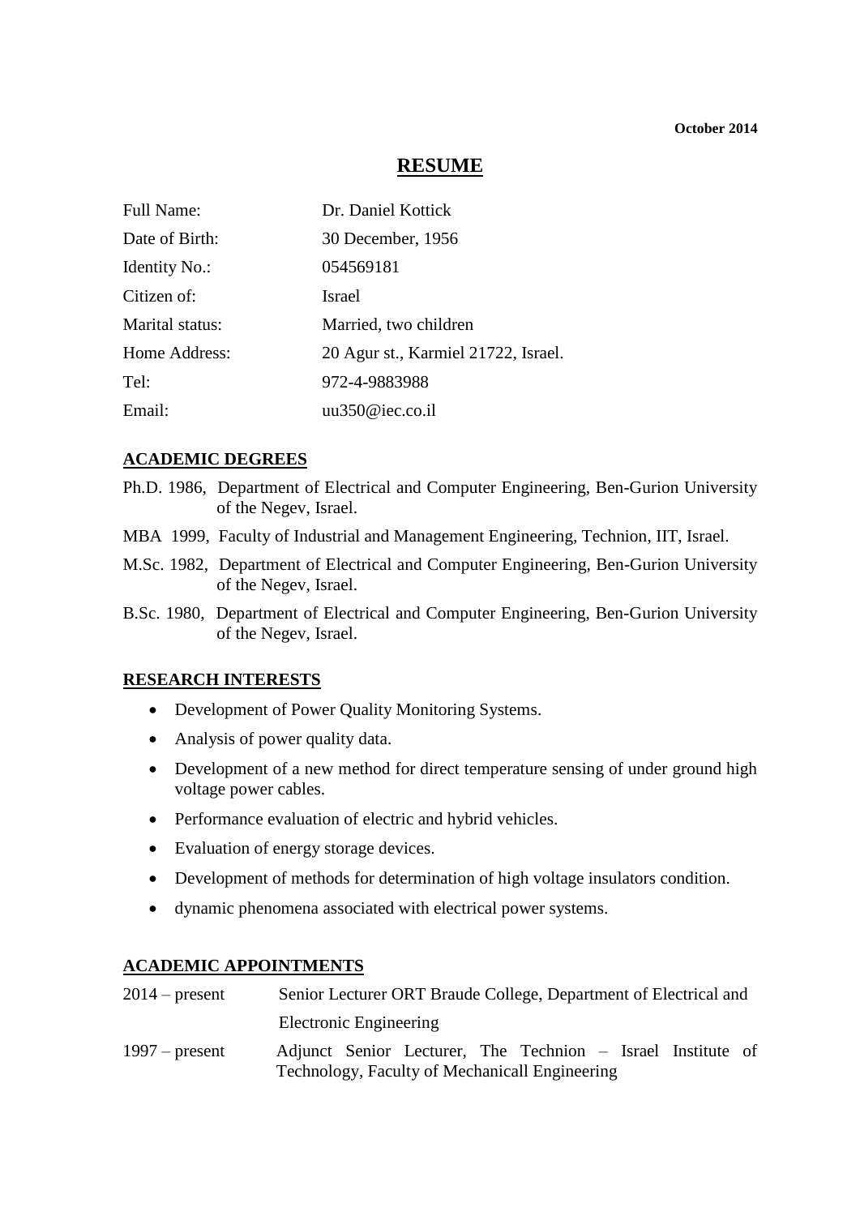**October 2014**

# RESUME

| | |
|---|---|
| Full Name: | Dr. Daniel Kottick |
| Date of Birth: | 30 December, 1956 |
| Identity No.: | 054569181 |
| Citizen of: | Israel |
| Marital status: | Married, two children |
| Home Address: | 20 Agur st., Karmiel 21722, Israel. |
| Tel: | 972-4-9883988 |
| Email: | uu350@iec.co.il |

## ACADEMIC DEGREES

Ph.D. 1986, Department of Electrical and Computer Engineering, Ben-Gurion University of the Negev, Israel.

MBA 1999, Faculty of Industrial and Management Engineering, Technion, IIT, Israel.

M.Sc. 1982, Department of Electrical and Computer Engineering, Ben-Gurion University of the Negev, Israel.

B.Sc. 1980, Department of Electrical and Computer Engineering, Ben-Gurion University of the Negev, Israel.

## RESEARCH INTERESTS

- Development of Power Quality Monitoring Systems.
- Analysis of power quality data.
- Development of a new method for direct temperature sensing of under ground high voltage power cables.
- Performance evaluation of electric and hybrid vehicles.
- Evaluation of energy storage devices.
- Development of methods for determination of high voltage insulators condition.
- dynamic phenomena associated with electrical power systems.

## ACADEMIC APPOINTMENTS

| | |
|---|---|
| 2014 – present | Senior Lecturer ORT Braude College, Department of Electrical and Electronic Engineering |
| 1997 – present | Adjunct Senior Lecturer, The Technion – Israel Institute of Technology, Faculty of Mechanicall Engineering |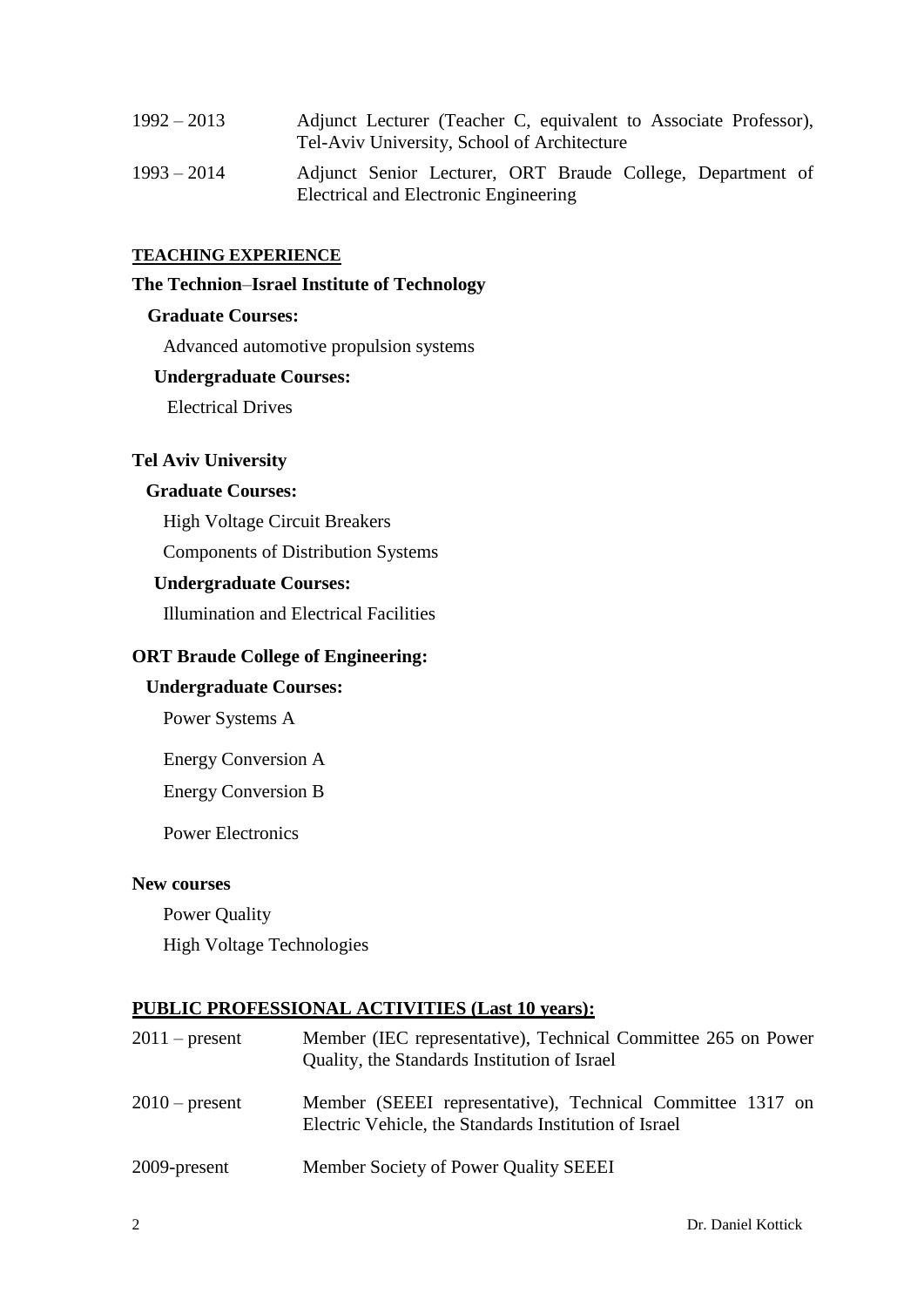| | |
|---|---|
| 1992 – 2013 | Adjunct Lecturer (Teacher C, equivalent to Associate Professor), Tel-Aviv University, School of Architecture |
| 1993 – 2014 | Adjunct Senior Lecturer, ORT Braude College, Department of Electrical and Electronic Engineering |

## TEACHING EXPERIENCE

### The Technion–Israel Institute of Technology

**Graduate Courses:**

Advanced automotive propulsion systems

**Undergraduate Courses:**

Electrical Drives

### Tel Aviv University

**Graduate Courses:**

High Voltage Circuit Breakers

Components of Distribution Systems

**Undergraduate Courses:**

Illumination and Electrical Facilities

### ORT Braude College of Engineering:

**Undergraduate Courses:**

Power Systems A

Energy Conversion A

Energy Conversion B

Power Electronics

### New courses

Power Quality

High Voltage Technologies

## PUBLIC PROFESSIONAL ACTIVITIES (Last 10 years):

| | |
|---|---|
| 2011 – present | Member (IEC representative), Technical Committee 265 on Power Quality, the Standards Institution of Israel |
| 2010 – present | Member (SEEEI representative), Technical Committee 1317 on Electric Vehicle, the Standards Institution of Israel |
| 2009-present | Member Society of Power Quality SEEEI |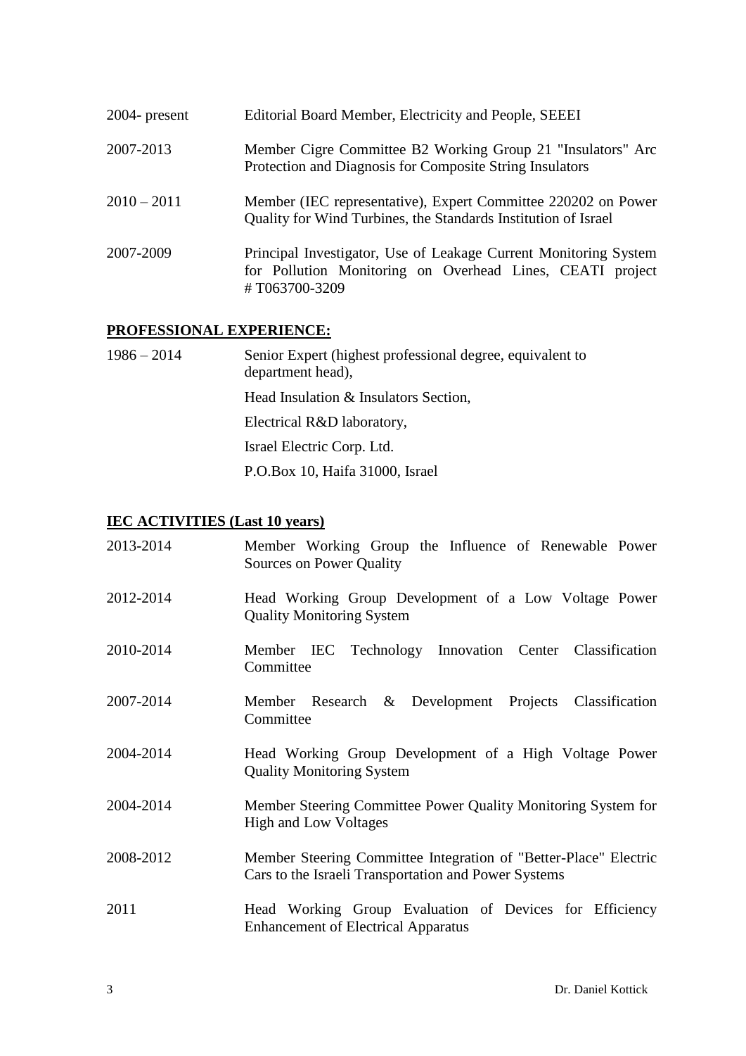| | |
|---|---|
| 2004- present | Editorial Board Member, Electricity and People, SEEEI |
| 2007-2013 | Member Cigre Committee B2 Working Group 21 "Insulators" Arc Protection and Diagnosis for Composite String Insulators |
| 2010 – 2011 | Member (IEC representative), Expert Committee 220202 on Power Quality for Wind Turbines, the Standards Institution of Israel |
| 2007-2009 | Principal Investigator, Use of Leakage Current Monitoring System for Pollution Monitoring on Overhead Lines, CEATI project # T063700-3209 |

## PROFESSIONAL EXPERIENCE:

1986 – 2014 Senior Expert (highest professional degree, equivalent to department head),

Head Insulation & Insulators Section,

Electrical R&D laboratory,

Israel Electric Corp. Ltd.

P.O.Box 10, Haifa 31000, Israel

## IEC ACTIVITIES (Last 10 years)

| | |
|---|---|
| 2013-2014 | Member Working Group the Influence of Renewable Power Sources on Power Quality |
| 2012-2014 | Head Working Group Development of a Low Voltage Power Quality Monitoring System |
| 2010-2014 | Member IEC Technology Innovation Center Classification Committee |
| 2007-2014 | Member Research & Development Projects Classification Committee |
| 2004-2014 | Head Working Group Development of a High Voltage Power Quality Monitoring System |
| 2004-2014 | Member Steering Committee Power Quality Monitoring System for High and Low Voltages |
| 2008-2012 | Member Steering Committee Integration of "Better-Place" Electric Cars to the Israeli Transportation and Power Systems |
| 2011 | Head Working Group Evaluation of Devices for Efficiency Enhancement of Electrical Apparatus |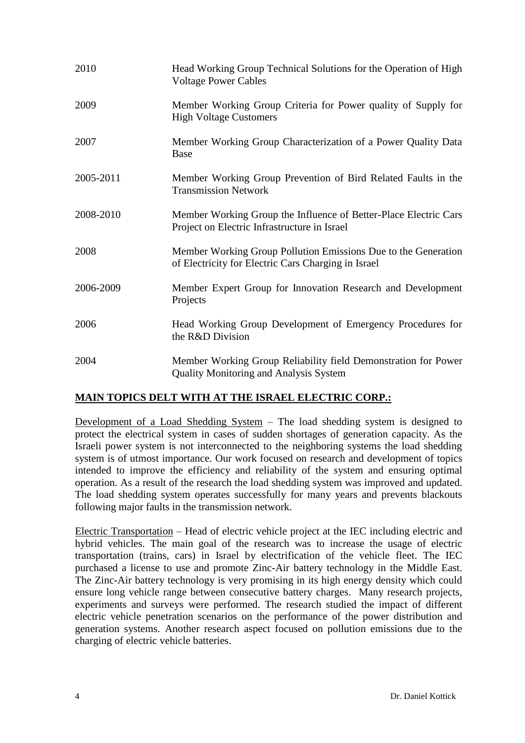| | |
|---|---|
| 2010 | Head Working Group Technical Solutions for the Operation of High Voltage Power Cables |
| 2009 | Member Working Group Criteria for Power quality of Supply for High Voltage Customers |
| 2007 | Member Working Group Characterization of a Power Quality Data Base |
| 2005-2011 | Member Working Group Prevention of Bird Related Faults in the Transmission Network |
| 2008-2010 | Member Working Group the Influence of Better-Place Electric Cars Project on Electric Infrastructure in Israel |
| 2008 | Member Working Group Pollution Emissions Due to the Generation of Electricity for Electric Cars Charging in Israel |
| 2006-2009 | Member Expert Group for Innovation Research and Development Projects |
| 2006 | Head Working Group Development of Emergency Procedures for the R&D Division |
| 2004 | Member Working Group Reliability field Demonstration for Power Quality Monitoring and Analysis System |

## MAIN TOPICS DELT WITH AT THE ISRAEL ELECTRIC CORP.:

Development of a Load Shedding System – The load shedding system is designed to protect the electrical system in cases of sudden shortages of generation capacity. As the Israeli power system is not interconnected to the neighboring systems the load shedding system is of utmost importance. Our work focused on research and development of topics intended to improve the efficiency and reliability of the system and ensuring optimal operation. As a result of the research the load shedding system was improved and updated. The load shedding system operates successfully for many years and prevents blackouts following major faults in the transmission network.

Electric Transportation – Head of electric vehicle project at the IEC including electric and hybrid vehicles. The main goal of the research was to increase the usage of electric transportation (trains, cars) in Israel by electrification of the vehicle fleet. The IEC purchased a license to use and promote Zinc-Air battery technology in the Middle East. The Zinc-Air battery technology is very promising in its high energy density which could ensure long vehicle range between consecutive battery charges. Many research projects, experiments and surveys were performed. The research studied the impact of different electric vehicle penetration scenarios on the performance of the power distribution and generation systems. Another research aspect focused on pollution emissions due to the charging of electric vehicle batteries.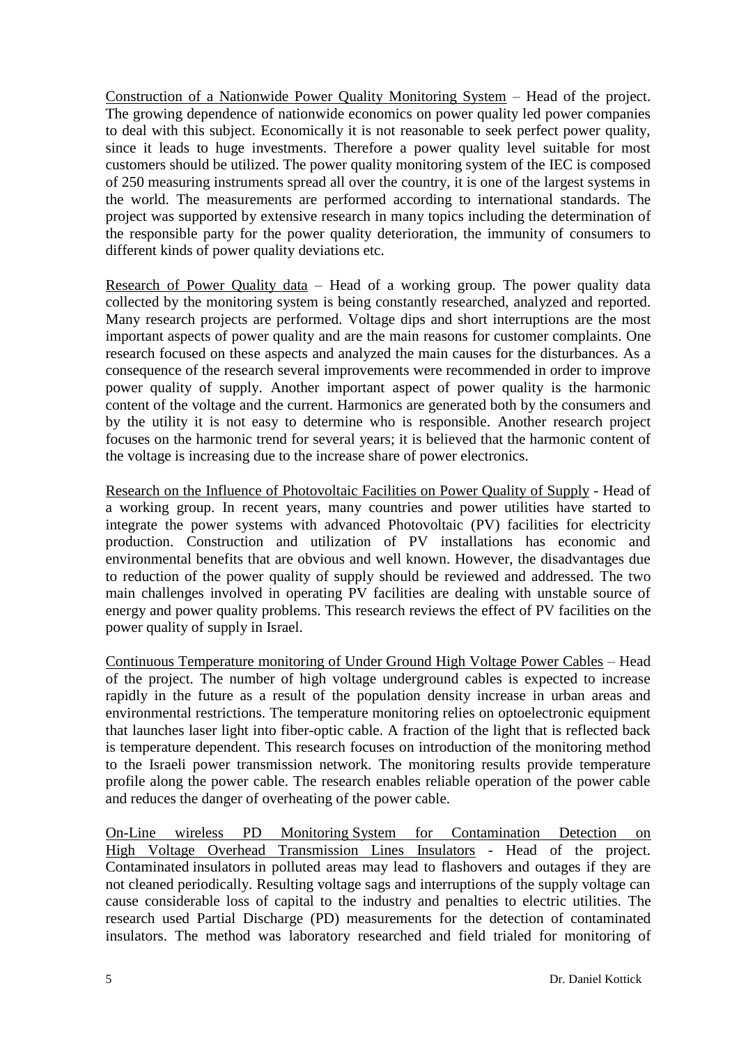Construction of a Nationwide Power Quality Monitoring System – Head of the project. The growing dependence of nationwide economics on power quality led power companies to deal with this subject. Economically it is not reasonable to seek perfect power quality, since it leads to huge investments. Therefore a power quality level suitable for most customers should be utilized. The power quality monitoring system of the IEC is composed of 250 measuring instruments spread all over the country, it is one of the largest systems in the world. The measurements are performed according to international standards. The project was supported by extensive research in many topics including the determination of the responsible party for the power quality deterioration, the immunity of consumers to different kinds of power quality deviations etc.

Research of Power Quality data – Head of a working group. The power quality data collected by the monitoring system is being constantly researched, analyzed and reported. Many research projects are performed. Voltage dips and short interruptions are the most important aspects of power quality and are the main reasons for customer complaints. One research focused on these aspects and analyzed the main causes for the disturbances. As a consequence of the research several improvements were recommended in order to improve power quality of supply. Another important aspect of power quality is the harmonic content of the voltage and the current. Harmonics are generated both by the consumers and by the utility it is not easy to determine who is responsible. Another research project focuses on the harmonic trend for several years; it is believed that the harmonic content of the voltage is increasing due to the increase share of power electronics.

Research on the Influence of Photovoltaic Facilities on Power Quality of Supply - Head of a working group. In recent years, many countries and power utilities have started to integrate the power systems with advanced Photovoltaic (PV) facilities for electricity production. Construction and utilization of PV installations has economic and environmental benefits that are obvious and well known. However, the disadvantages due to reduction of the power quality of supply should be reviewed and addressed. The two main challenges involved in operating PV facilities are dealing with unstable source of energy and power quality problems. This research reviews the effect of PV facilities on the power quality of supply in Israel.

Continuous Temperature monitoring of Under Ground High Voltage Power Cables – Head of the project. The number of high voltage underground cables is expected to increase rapidly in the future as a result of the population density increase in urban areas and environmental restrictions. The temperature monitoring relies on optoelectronic equipment that launches laser light into fiber-optic cable. A fraction of the light that is reflected back is temperature dependent. This research focuses on introduction of the monitoring method to the Israeli power transmission network. The monitoring results provide temperature profile along the power cable. The research enables reliable operation of the power cable and reduces the danger of overheating of the power cable.

On-Line wireless PD Monitoring System for Contamination Detection on High Voltage Overhead Transmission Lines Insulators - Head of the project. Contaminated insulators in polluted areas may lead to flashovers and outages if they are not cleaned periodically. Resulting voltage sags and interruptions of the supply voltage can cause considerable loss of capital to the industry and penalties to electric utilities. The research used Partial Discharge (PD) measurements for the detection of contaminated insulators. The method was laboratory researched and field trialed for monitoring of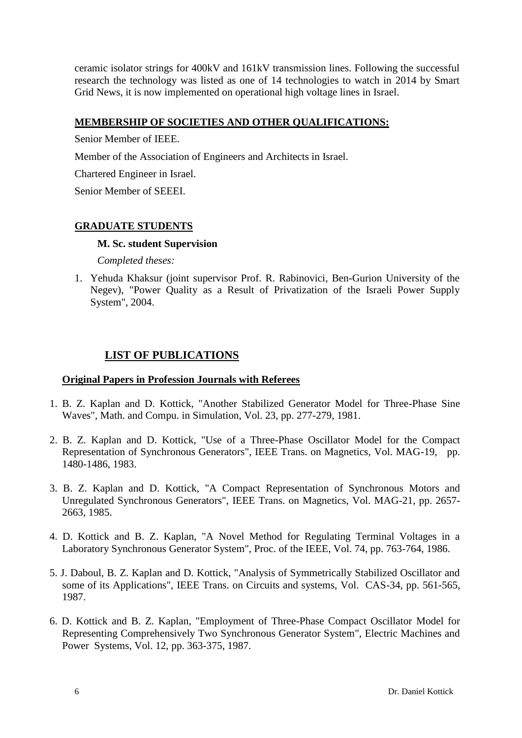ceramic isolator strings for 400kV and 161kV transmission lines. Following the successful research the technology was listed as one of 14 technologies to watch in 2014 by Smart Grid News, it is now implemented on operational high voltage lines in Israel.

## MEMBERSHIP OF SOCIETIES AND OTHER QUALIFICATIONS:

Senior Member of IEEE.

Member of the Association of Engineers and Architects in Israel.

Chartered Engineer in Israel.

Senior Member of SEEEI.

## GRADUATE STUDENTS

**M. Sc. student Supervision**

*Completed theses:*

1. Yehuda Khaksur (joint supervisor Prof. R. Rabinovici, Ben-Gurion University of the Negev), "Power Quality as a Result of Privatization of the Israeli Power Supply System", 2004.

# LIST OF PUBLICATIONS

### Original Papers in Profession Journals with Referees

1. B. Z. Kaplan and D. Kottick, "Another Stabilized Generator Model for Three-Phase Sine Waves", Math. and Compu. in Simulation, Vol. 23, pp. 277-279, 1981.

2. B. Z. Kaplan and D. Kottick, "Use of a Three-Phase Oscillator Model for the Compact Representation of Synchronous Generators", IEEE Trans. on Magnetics, Vol. MAG-19, pp. 1480-1486, 1983.

3. B. Z. Kaplan and D. Kottick, "A Compact Representation of Synchronous Motors and Unregulated Synchronous Generators", IEEE Trans. on Magnetics, Vol. MAG-21, pp. 2657-2663, 1985.

4. D. Kottick and B. Z. Kaplan, "A Novel Method for Regulating Terminal Voltages in a Laboratory Synchronous Generator System", Proc. of the IEEE, Vol. 74, pp. 763-764, 1986.

5. J. Daboul, B. Z. Kaplan and D. Kottick, "Analysis of Symmetrically Stabilized Oscillator and some of its Applications", IEEE Trans. on Circuits and systems, Vol. CAS-34, pp. 561-565, 1987.

6. D. Kottick and B. Z. Kaplan, "Employment of Three-Phase Compact Oscillator Model for Representing Comprehensively Two Synchronous Generator System", Electric Machines and Power Systems, Vol. 12, pp. 363-375, 1987.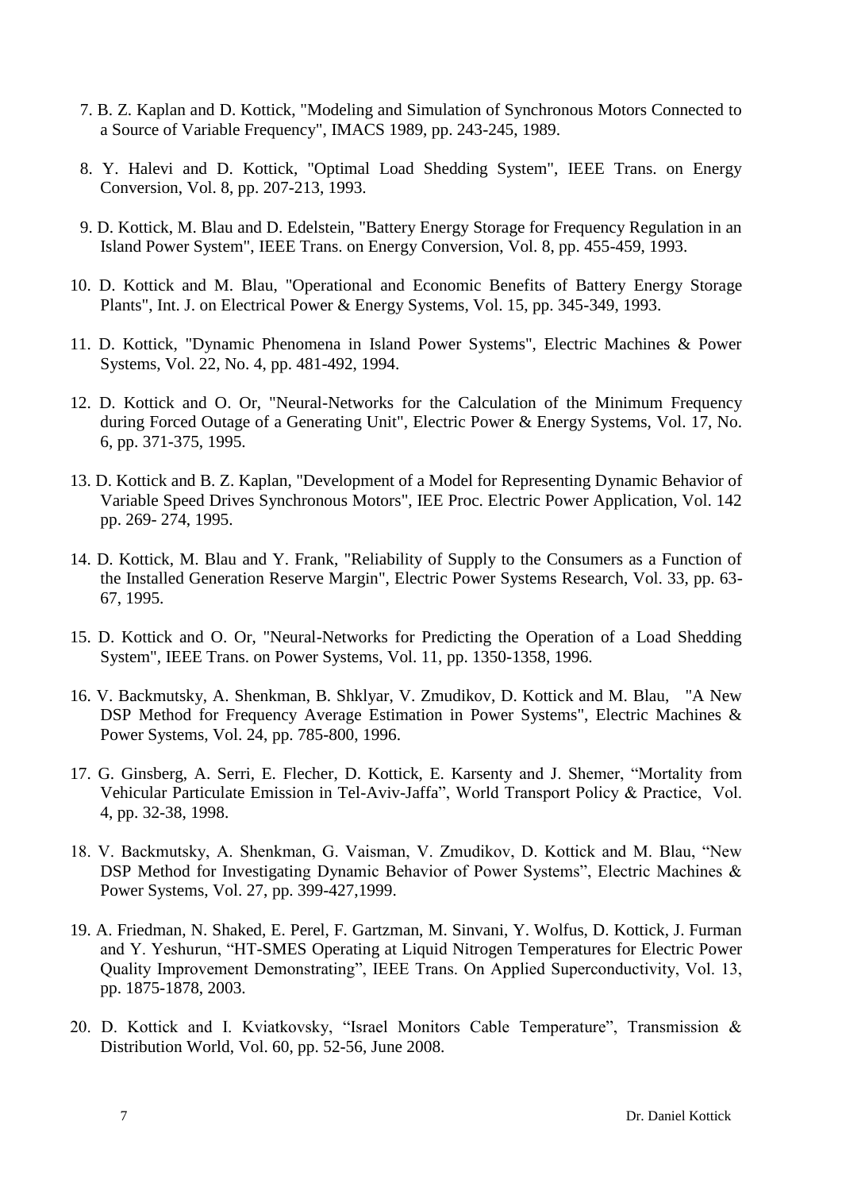7. B. Z. Kaplan and D. Kottick, "Modeling and Simulation of Synchronous Motors Connected to a Source of Variable Frequency", IMACS 1989, pp. 243-245, 1989.

8. Y. Halevi and D. Kottick, "Optimal Load Shedding System", IEEE Trans. on Energy Conversion, Vol. 8, pp. 207-213, 1993.

9. D. Kottick, M. Blau and D. Edelstein, "Battery Energy Storage for Frequency Regulation in an Island Power System", IEEE Trans. on Energy Conversion, Vol. 8, pp. 455-459, 1993.

10. D. Kottick and M. Blau, "Operational and Economic Benefits of Battery Energy Storage Plants", Int. J. on Electrical Power & Energy Systems, Vol. 15, pp. 345-349, 1993.

11. D. Kottick, "Dynamic Phenomena in Island Power Systems", Electric Machines & Power Systems, Vol. 22, No. 4, pp. 481-492, 1994.

12. D. Kottick and O. Or, "Neural-Networks for the Calculation of the Minimum Frequency during Forced Outage of a Generating Unit", Electric Power & Energy Systems, Vol. 17, No. 6, pp. 371-375, 1995.

13. D. Kottick and B. Z. Kaplan, "Development of a Model for Representing Dynamic Behavior of Variable Speed Drives Synchronous Motors", IEE Proc. Electric Power Application, Vol. 142 pp. 269- 274, 1995.

14. D. Kottick, M. Blau and Y. Frank, "Reliability of Supply to the Consumers as a Function of the Installed Generation Reserve Margin", Electric Power Systems Research, Vol. 33, pp. 63-67, 1995.

15. D. Kottick and O. Or, "Neural-Networks for Predicting the Operation of a Load Shedding System", IEEE Trans. on Power Systems, Vol. 11, pp. 1350-1358, 1996.

16. V. Backmutsky, A. Shenkman, B. Shklyar, V. Zmudikov, D. Kottick and M. Blau, "A New DSP Method for Frequency Average Estimation in Power Systems", Electric Machines & Power Systems, Vol. 24, pp. 785-800, 1996.

17. G. Ginsberg, A. Serri, E. Flecher, D. Kottick, E. Karsenty and J. Shemer, "Mortality from Vehicular Particulate Emission in Tel-Aviv-Jaffa", World Transport Policy & Practice, Vol. 4, pp. 32-38, 1998.

18. V. Backmutsky, A. Shenkman, G. Vaisman, V. Zmudikov, D. Kottick and M. Blau, "New DSP Method for Investigating Dynamic Behavior of Power Systems", Electric Machines & Power Systems, Vol. 27, pp. 399-427,1999.

19. A. Friedman, N. Shaked, E. Perel, F. Gartzman, M. Sinvani, Y. Wolfus, D. Kottick, J. Furman and Y. Yeshurun, "HT-SMES Operating at Liquid Nitrogen Temperatures for Electric Power Quality Improvement Demonstrating", IEEE Trans. On Applied Superconductivity, Vol. 13, pp. 1875-1878, 2003.

20. D. Kottick and I. Kviatkovsky, "Israel Monitors Cable Temperature", Transmission & Distribution World, Vol. 60, pp. 52-56, June 2008.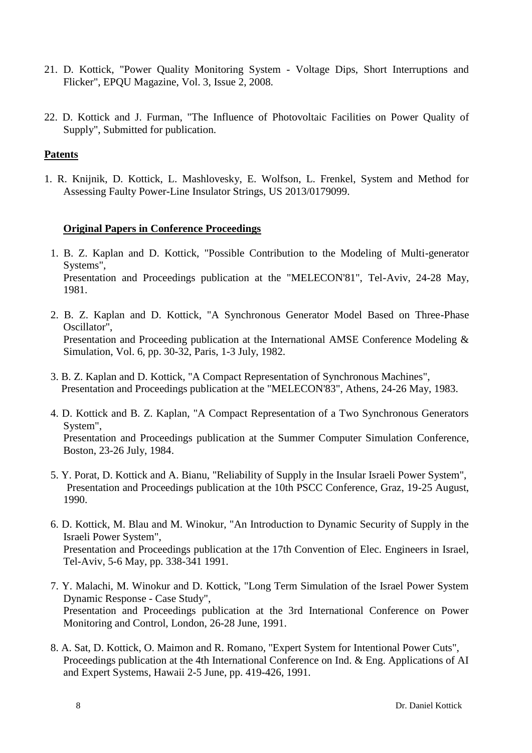21. D. Kottick, "Power Quality Monitoring System - Voltage Dips, Short Interruptions and Flicker", EPQU Magazine, Vol. 3, Issue 2, 2008.

22. D. Kottick and J. Furman, "The Influence of Photovoltaic Facilities on Power Quality of Supply", Submitted for publication.

**Patents**

1. R. Knijnik, D. Kottick, L. Mashlovesky, E. Wolfson, L. Frenkel, System and Method for Assessing Faulty Power-Line Insulator Strings, US 2013/0179099.

**Original Papers in Conference Proceedings**

1. B. Z. Kaplan and D. Kottick, "Possible Contribution to the Modeling of Multi-generator Systems",
   Presentation and Proceedings publication at the "MELECON'81", Tel-Aviv, 24-28 May, 1981.

2. B. Z. Kaplan and D. Kottick, "A Synchronous Generator Model Based on Three-Phase Oscillator",
   Presentation and Proceeding publication at the International AMSE Conference Modeling & Simulation, Vol. 6, pp. 30-32, Paris, 1-3 July, 1982.

3. B. Z. Kaplan and D. Kottick, "A Compact Representation of Synchronous Machines",
   Presentation and Proceedings publication at the "MELECON'83", Athens, 24-26 May, 1983.

4. D. Kottick and B. Z. Kaplan, "A Compact Representation of a Two Synchronous Generators System",
   Presentation and Proceedings publication at the Summer Computer Simulation Conference, Boston, 23-26 July, 1984.

5. Y. Porat, D. Kottick and A. Bianu, "Reliability of Supply in the Insular Israeli Power System",
   Presentation and Proceedings publication at the 10th PSCC Conference, Graz, 19-25 August, 1990.

6. D. Kottick, M. Blau and M. Winokur, "An Introduction to Dynamic Security of Supply in the Israeli Power System",
   Presentation and Proceedings publication at the 17th Convention of Elec. Engineers in Israel, Tel-Aviv, 5-6 May, pp. 338-341 1991.

7. Y. Malachi, M. Winokur and D. Kottick, "Long Term Simulation of the Israel Power System Dynamic Response - Case Study",
   Presentation and Proceedings publication at the 3rd International Conference on Power Monitoring and Control, London, 26-28 June, 1991.

8. A. Sat, D. Kottick, O. Maimon and R. Romano, "Expert System for Intentional Power Cuts",
   Proceedings publication at the 4th International Conference on Ind. & Eng. Applications of AI and Expert Systems, Hawaii 2-5 June, pp. 419-426, 1991.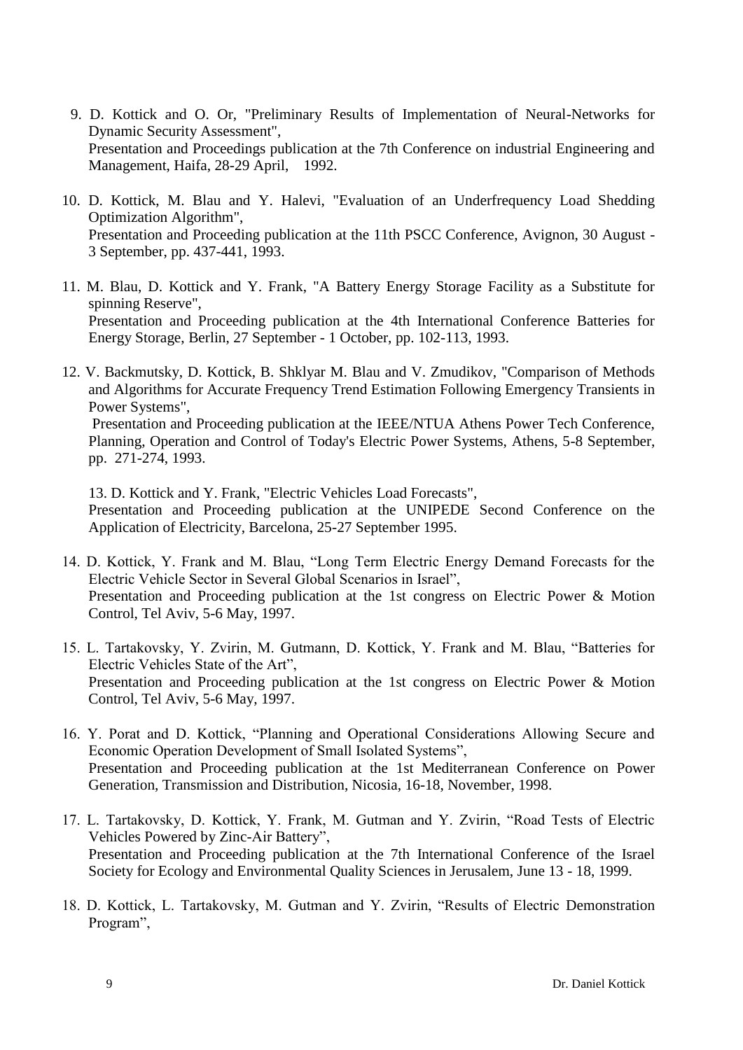9. D. Kottick and O. Or, "Preliminary Results of Implementation of Neural-Networks for Dynamic Security Assessment",
   Presentation and Proceedings publication at the 7th Conference on industrial Engineering and Management, Haifa, 28-29 April, 1992.

10. D. Kottick, M. Blau and Y. Halevi, "Evaluation of an Underfrequency Load Shedding Optimization Algorithm",
    Presentation and Proceeding publication at the 11th PSCC Conference, Avignon, 30 August - 3 September, pp. 437-441, 1993.

11. M. Blau, D. Kottick and Y. Frank, "A Battery Energy Storage Facility as a Substitute for spinning Reserve",
    Presentation and Proceeding publication at the 4th International Conference Batteries for Energy Storage, Berlin, 27 September - 1 October, pp. 102-113, 1993.

12. V. Backmutsky, D. Kottick, B. Shklyar M. Blau and V. Zmudikov, "Comparison of Methods and Algorithms for Accurate Frequency Trend Estimation Following Emergency Transients in Power Systems",
    Presentation and Proceeding publication at the IEEE/NTUA Athens Power Tech Conference, Planning, Operation and Control of Today's Electric Power Systems, Athens, 5-8 September, pp. 271-274, 1993.

13. D. Kottick and Y. Frank, "Electric Vehicles Load Forecasts",
    Presentation and Proceeding publication at the UNIPEDE Second Conference on the Application of Electricity, Barcelona, 25-27 September 1995.

14. D. Kottick, Y. Frank and M. Blau, "Long Term Electric Energy Demand Forecasts for the Electric Vehicle Sector in Several Global Scenarios in Israel",
    Presentation and Proceeding publication at the 1st congress on Electric Power & Motion Control, Tel Aviv, 5-6 May, 1997.

15. L. Tartakovsky, Y. Zvirin, M. Gutmann, D. Kottick, Y. Frank and M. Blau, "Batteries for Electric Vehicles State of the Art",
    Presentation and Proceeding publication at the 1st congress on Electric Power & Motion Control, Tel Aviv, 5-6 May, 1997.

16. Y. Porat and D. Kottick, "Planning and Operational Considerations Allowing Secure and Economic Operation Development of Small Isolated Systems",
    Presentation and Proceeding publication at the 1st Mediterranean Conference on Power Generation, Transmission and Distribution, Nicosia, 16-18, November, 1998.

17. L. Tartakovsky, D. Kottick, Y. Frank, M. Gutman and Y. Zvirin, "Road Tests of Electric Vehicles Powered by Zinc-Air Battery",
    Presentation and Proceeding publication at the 7th International Conference of the Israel Society for Ecology and Environmental Quality Sciences in Jerusalem, June 13 - 18, 1999.

18. D. Kottick, L. Tartakovsky, M. Gutman and Y. Zvirin, "Results of Electric Demonstration Program",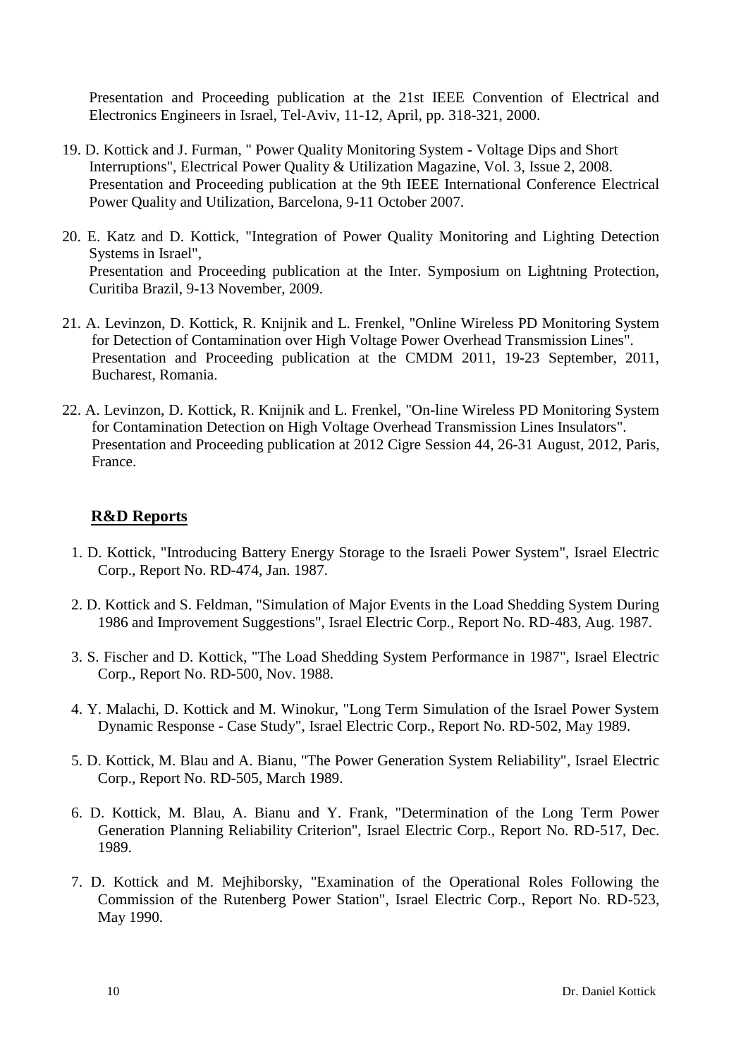Presentation and Proceeding publication at the 21st IEEE Convention of Electrical and Electronics Engineers in Israel, Tel-Aviv, 11-12, April, pp. 318-321, 2000.

19. D. Kottick and J. Furman, " Power Quality Monitoring System - Voltage Dips and Short Interruptions", Electrical Power Quality & Utilization Magazine, Vol. 3, Issue 2, 2008. Presentation and Proceeding publication at the 9th IEEE International Conference Electrical Power Quality and Utilization, Barcelona, 9-11 October 2007.

20. E. Katz and D. Kottick, "Integration of Power Quality Monitoring and Lighting Detection Systems in Israel", Presentation and Proceeding publication at the Inter. Symposium on Lightning Protection, Curitiba Brazil, 9-13 November, 2009.

21. A. Levinzon, D. Kottick, R. Knijnik and L. Frenkel, "Online Wireless PD Monitoring System for Detection of Contamination over High Voltage Power Overhead Transmission Lines". Presentation and Proceeding publication at the CMDM 2011, 19-23 September, 2011, Bucharest, Romania.

22. A. Levinzon, D. Kottick, R. Knijnik and L. Frenkel, "On-line Wireless PD Monitoring System for Contamination Detection on High Voltage Overhead Transmission Lines Insulators". Presentation and Proceeding publication at 2012 Cigre Session 44, 26-31 August, 2012, Paris, France.

## **R&D Reports**

1. D. Kottick, "Introducing Battery Energy Storage to the Israeli Power System", Israel Electric Corp., Report No. RD-474, Jan. 1987.

2. D. Kottick and S. Feldman, "Simulation of Major Events in the Load Shedding System During 1986 and Improvement Suggestions", Israel Electric Corp., Report No. RD-483, Aug. 1987.

3. S. Fischer and D. Kottick, "The Load Shedding System Performance in 1987", Israel Electric Corp., Report No. RD-500, Nov. 1988.

4. Y. Malachi, D. Kottick and M. Winokur, "Long Term Simulation of the Israel Power System Dynamic Response - Case Study", Israel Electric Corp., Report No. RD-502, May 1989.

5. D. Kottick, M. Blau and A. Bianu, "The Power Generation System Reliability", Israel Electric Corp., Report No. RD-505, March 1989.

6. D. Kottick, M. Blau, A. Bianu and Y. Frank, "Determination of the Long Term Power Generation Planning Reliability Criterion", Israel Electric Corp., Report No. RD-517, Dec. 1989.

7. D. Kottick and M. Mejhiborsky, "Examination of the Operational Roles Following the Commission of the Rutenberg Power Station", Israel Electric Corp., Report No. RD-523, May 1990.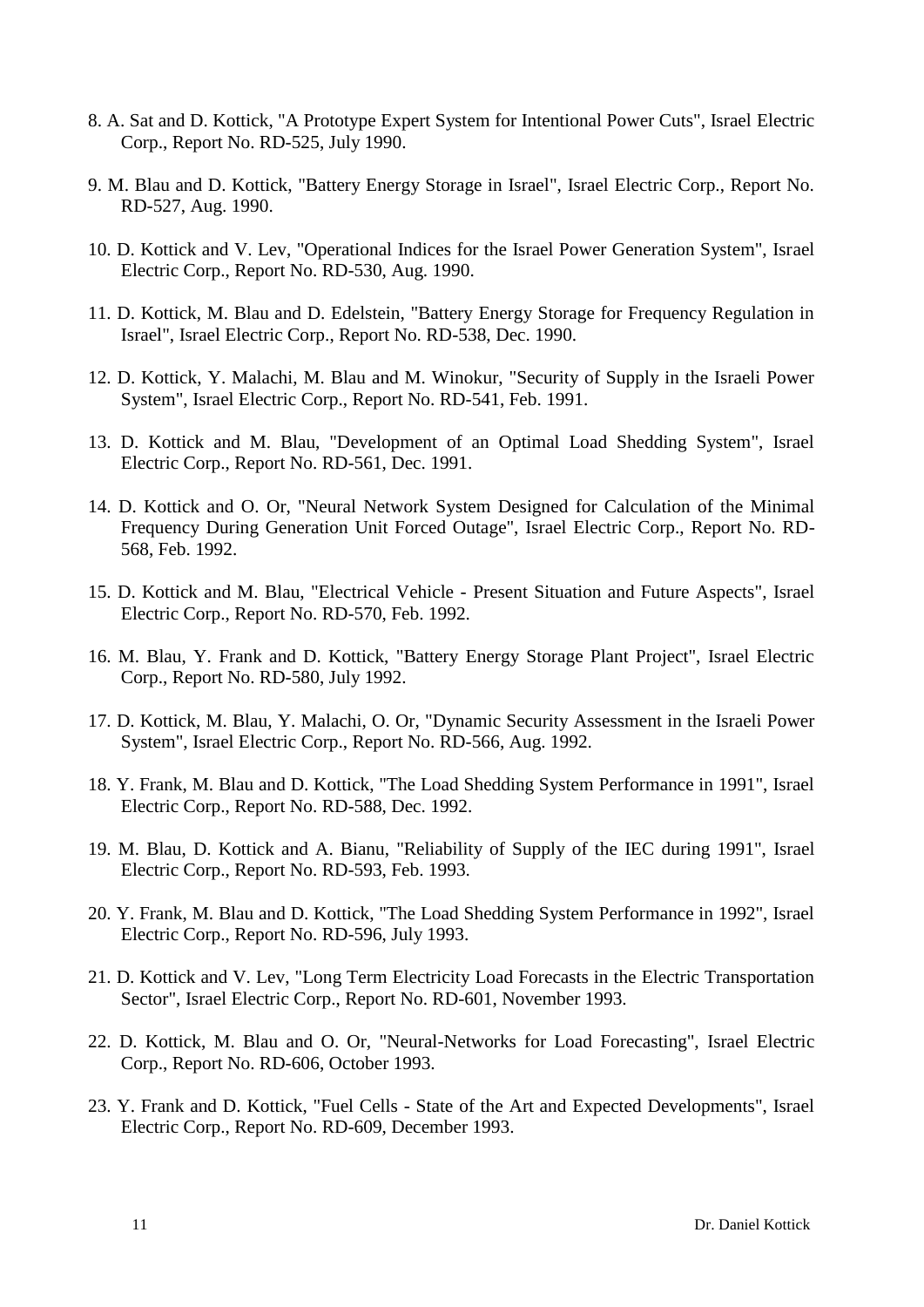8. A. Sat and D. Kottick, "A Prototype Expert System for Intentional Power Cuts", Israel Electric Corp., Report No. RD-525, July 1990.

9. M. Blau and D. Kottick, "Battery Energy Storage in Israel", Israel Electric Corp., Report No. RD-527, Aug. 1990.

10. D. Kottick and V. Lev, "Operational Indices for the Israel Power Generation System", Israel Electric Corp., Report No. RD-530, Aug. 1990.

11. D. Kottick, M. Blau and D. Edelstein, "Battery Energy Storage for Frequency Regulation in Israel", Israel Electric Corp., Report No. RD-538, Dec. 1990.

12. D. Kottick, Y. Malachi, M. Blau and M. Winokur, "Security of Supply in the Israeli Power System", Israel Electric Corp., Report No. RD-541, Feb. 1991.

13. D. Kottick and M. Blau, "Development of an Optimal Load Shedding System", Israel Electric Corp., Report No. RD-561, Dec. 1991.

14. D. Kottick and O. Or, "Neural Network System Designed for Calculation of the Minimal Frequency During Generation Unit Forced Outage", Israel Electric Corp., Report No. RD-568, Feb. 1992.

15. D. Kottick and M. Blau, "Electrical Vehicle - Present Situation and Future Aspects", Israel Electric Corp., Report No. RD-570, Feb. 1992.

16. M. Blau, Y. Frank and D. Kottick, "Battery Energy Storage Plant Project", Israel Electric Corp., Report No. RD-580, July 1992.

17. D. Kottick, M. Blau, Y. Malachi, O. Or, "Dynamic Security Assessment in the Israeli Power System", Israel Electric Corp., Report No. RD-566, Aug. 1992.

18. Y. Frank, M. Blau and D. Kottick, "The Load Shedding System Performance in 1991", Israel Electric Corp., Report No. RD-588, Dec. 1992.

19. M. Blau, D. Kottick and A. Bianu, "Reliability of Supply of the IEC during 1991", Israel Electric Corp., Report No. RD-593, Feb. 1993.

20. Y. Frank, M. Blau and D. Kottick, "The Load Shedding System Performance in 1992", Israel Electric Corp., Report No. RD-596, July 1993.

21. D. Kottick and V. Lev, "Long Term Electricity Load Forecasts in the Electric Transportation Sector", Israel Electric Corp., Report No. RD-601, November 1993.

22. D. Kottick, M. Blau and O. Or, "Neural-Networks for Load Forecasting", Israel Electric Corp., Report No. RD-606, October 1993.

23. Y. Frank and D. Kottick, "Fuel Cells - State of the Art and Expected Developments", Israel Electric Corp., Report No. RD-609, December 1993.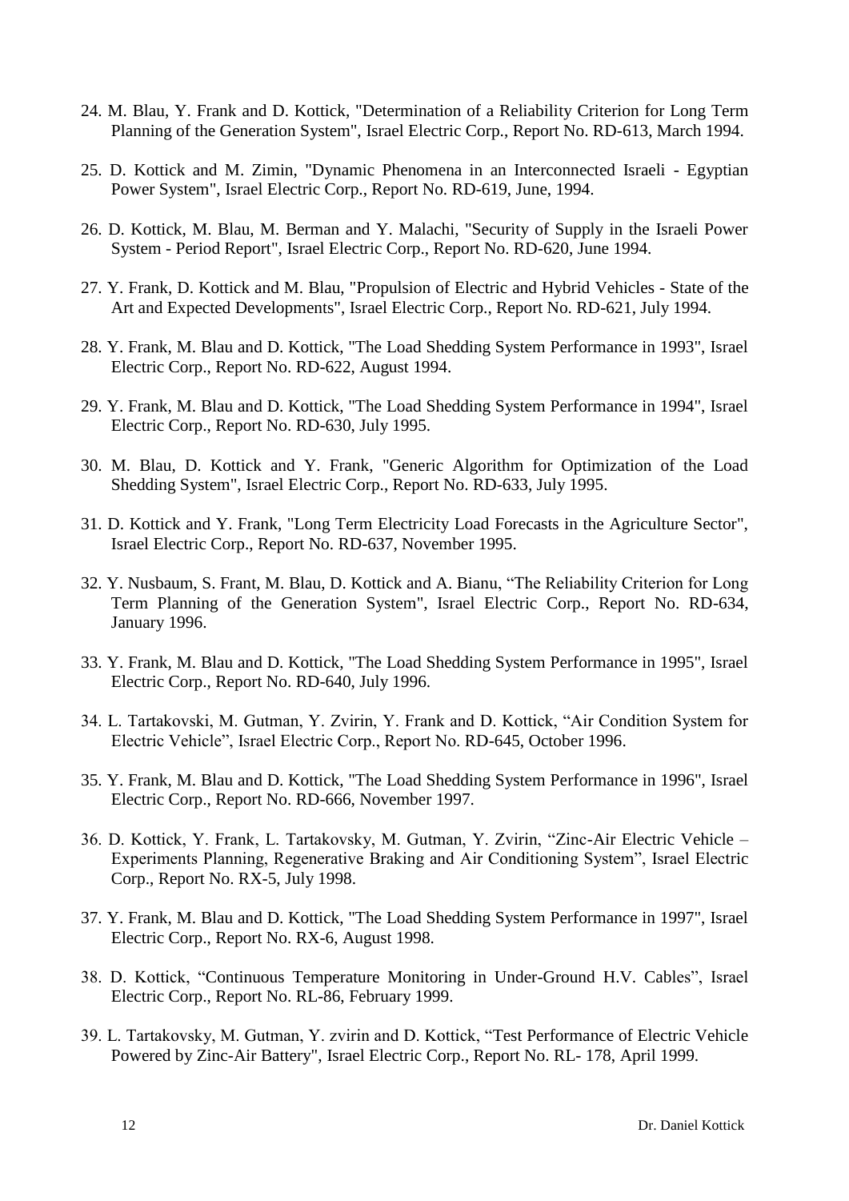24. M. Blau, Y. Frank and D. Kottick, "Determination of a Reliability Criterion for Long Term Planning of the Generation System", Israel Electric Corp., Report No. RD-613, March 1994.

25. D. Kottick and M. Zimin, "Dynamic Phenomena in an Interconnected Israeli - Egyptian Power System", Israel Electric Corp., Report No. RD-619, June, 1994.

26. D. Kottick, M. Blau, M. Berman and Y. Malachi, "Security of Supply in the Israeli Power System - Period Report", Israel Electric Corp., Report No. RD-620, June 1994.

27. Y. Frank, D. Kottick and M. Blau, "Propulsion of Electric and Hybrid Vehicles - State of the Art and Expected Developments", Israel Electric Corp., Report No. RD-621, July 1994.

28. Y. Frank, M. Blau and D. Kottick, "The Load Shedding System Performance in 1993", Israel Electric Corp., Report No. RD-622, August 1994.

29. Y. Frank, M. Blau and D. Kottick, "The Load Shedding System Performance in 1994", Israel Electric Corp., Report No. RD-630, July 1995.

30. M. Blau, D. Kottick and Y. Frank, "Generic Algorithm for Optimization of the Load Shedding System", Israel Electric Corp., Report No. RD-633, July 1995.

31. D. Kottick and Y. Frank, "Long Term Electricity Load Forecasts in the Agriculture Sector", Israel Electric Corp., Report No. RD-637, November 1995.

32. Y. Nusbaum, S. Frant, M. Blau, D. Kottick and A. Bianu, "The Reliability Criterion for Long Term Planning of the Generation System", Israel Electric Corp., Report No. RD-634, January 1996.

33. Y. Frank, M. Blau and D. Kottick, "The Load Shedding System Performance in 1995", Israel Electric Corp., Report No. RD-640, July 1996.

34. L. Tartakovski, M. Gutman, Y. Zvirin, Y. Frank and D. Kottick, "Air Condition System for Electric Vehicle", Israel Electric Corp., Report No. RD-645, October 1996.

35. Y. Frank, M. Blau and D. Kottick, "The Load Shedding System Performance in 1996", Israel Electric Corp., Report No. RD-666, November 1997.

36. D. Kottick, Y. Frank, L. Tartakovsky, M. Gutman, Y. Zvirin, "Zinc-Air Electric Vehicle – Experiments Planning, Regenerative Braking and Air Conditioning System", Israel Electric Corp., Report No. RX-5, July 1998.

37. Y. Frank, M. Blau and D. Kottick, "The Load Shedding System Performance in 1997", Israel Electric Corp., Report No. RX-6, August 1998.

38. D. Kottick, "Continuous Temperature Monitoring in Under-Ground H.V. Cables", Israel Electric Corp., Report No. RL-86, February 1999.

39. L. Tartakovsky, M. Gutman, Y. zvirin and D. Kottick, "Test Performance of Electric Vehicle Powered by Zinc-Air Battery", Israel Electric Corp., Report No. RL- 178, April 1999.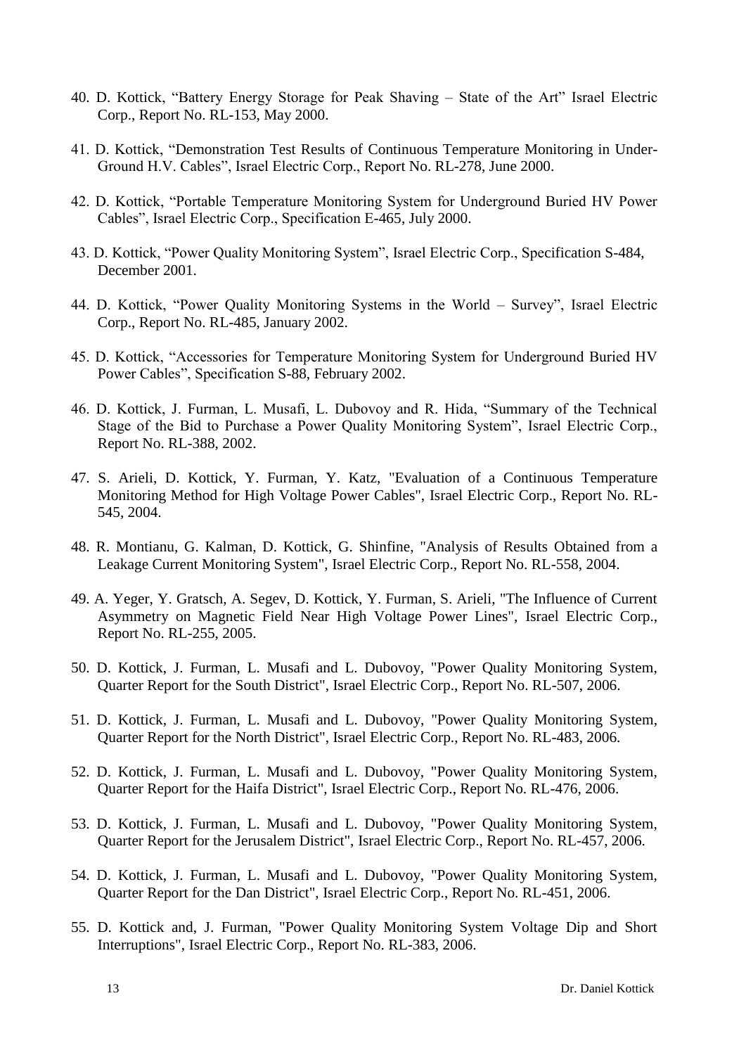40. D. Kottick, "Battery Energy Storage for Peak Shaving – State of the Art" Israel Electric Corp., Report No. RL-153, May 2000.

41. D. Kottick, "Demonstration Test Results of Continuous Temperature Monitoring in Under-Ground H.V. Cables", Israel Electric Corp., Report No. RL-278, June 2000.

42. D. Kottick, "Portable Temperature Monitoring System for Underground Buried HV Power Cables", Israel Electric Corp., Specification E-465, July 2000.

43. D. Kottick, "Power Quality Monitoring System", Israel Electric Corp., Specification S-484, December 2001.

44. D. Kottick, "Power Quality Monitoring Systems in the World – Survey", Israel Electric Corp., Report No. RL-485, January 2002.

45. D. Kottick, "Accessories for Temperature Monitoring System for Underground Buried HV Power Cables", Specification S-88, February 2002.

46. D. Kottick, J. Furman, L. Musafi, L. Dubovoy and R. Hida, "Summary of the Technical Stage of the Bid to Purchase a Power Quality Monitoring System", Israel Electric Corp., Report No. RL-388, 2002.

47. S. Arieli, D. Kottick, Y. Furman, Y. Katz, "Evaluation of a Continuous Temperature Monitoring Method for High Voltage Power Cables", Israel Electric Corp., Report No. RL-545, 2004.

48. R. Montianu, G. Kalman, D. Kottick, G. Shinfine, "Analysis of Results Obtained from a Leakage Current Monitoring System", Israel Electric Corp., Report No. RL-558, 2004.

49. A. Yeger, Y. Gratsch, A. Segev, D. Kottick, Y. Furman, S. Arieli, "The Influence of Current Asymmetry on Magnetic Field Near High Voltage Power Lines", Israel Electric Corp., Report No. RL-255, 2005.

50. D. Kottick, J. Furman, L. Musafi and L. Dubovoy, "Power Quality Monitoring System, Quarter Report for the South District", Israel Electric Corp., Report No. RL-507, 2006.

51. D. Kottick, J. Furman, L. Musafi and L. Dubovoy, "Power Quality Monitoring System, Quarter Report for the North District", Israel Electric Corp., Report No. RL-483, 2006.

52. D. Kottick, J. Furman, L. Musafi and L. Dubovoy, "Power Quality Monitoring System, Quarter Report for the Haifa District", Israel Electric Corp., Report No. RL-476, 2006.

53. D. Kottick, J. Furman, L. Musafi and L. Dubovoy, "Power Quality Monitoring System, Quarter Report for the Jerusalem District", Israel Electric Corp., Report No. RL-457, 2006.

54. D. Kottick, J. Furman, L. Musafi and L. Dubovoy, "Power Quality Monitoring System, Quarter Report for the Dan District", Israel Electric Corp., Report No. RL-451, 2006.

55. D. Kottick and, J. Furman, "Power Quality Monitoring System Voltage Dip and Short Interruptions", Israel Electric Corp., Report No. RL-383, 2006.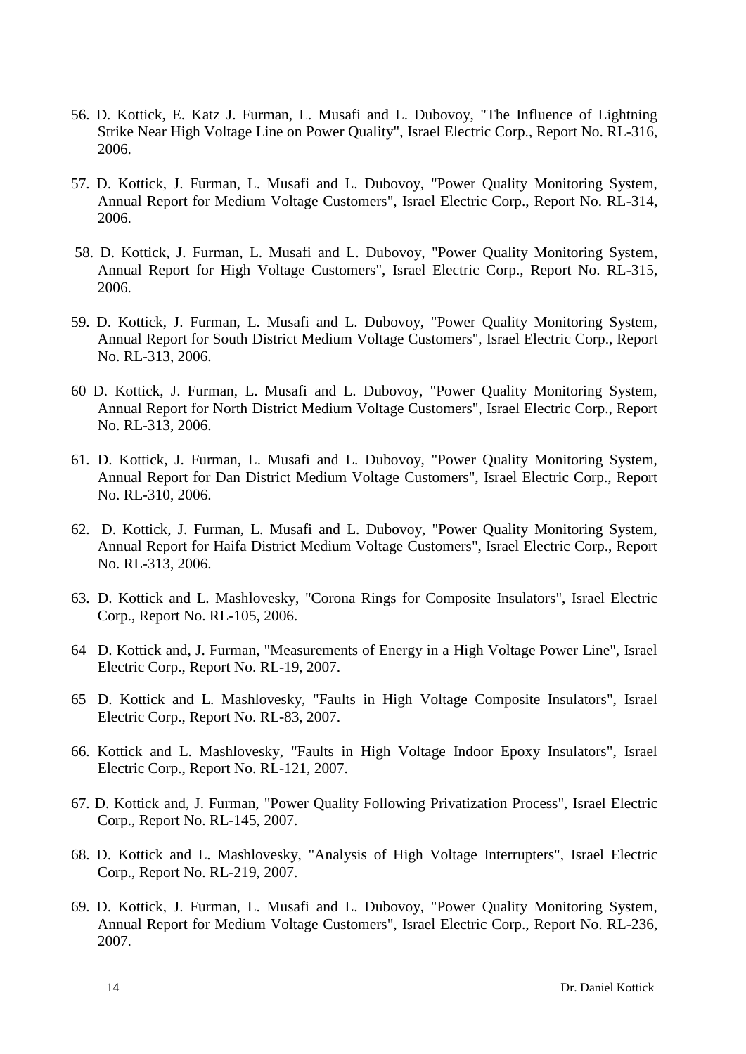56. D. Kottick, E. Katz J. Furman, L. Musafi and L. Dubovoy, "The Influence of Lightning Strike Near High Voltage Line on Power Quality", Israel Electric Corp., Report No. RL-316, 2006.

57. D. Kottick, J. Furman, L. Musafi and L. Dubovoy, "Power Quality Monitoring System, Annual Report for Medium Voltage Customers", Israel Electric Corp., Report No. RL-314, 2006.

58. D. Kottick, J. Furman, L. Musafi and L. Dubovoy, "Power Quality Monitoring System, Annual Report for High Voltage Customers", Israel Electric Corp., Report No. RL-315, 2006.

59. D. Kottick, J. Furman, L. Musafi and L. Dubovoy, "Power Quality Monitoring System, Annual Report for South District Medium Voltage Customers", Israel Electric Corp., Report No. RL-313, 2006.

60 D. Kottick, J. Furman, L. Musafi and L. Dubovoy, "Power Quality Monitoring System, Annual Report for North District Medium Voltage Customers", Israel Electric Corp., Report No. RL-313, 2006.

61. D. Kottick, J. Furman, L. Musafi and L. Dubovoy, "Power Quality Monitoring System, Annual Report for Dan District Medium Voltage Customers", Israel Electric Corp., Report No. RL-310, 2006.

62. D. Kottick, J. Furman, L. Musafi and L. Dubovoy, "Power Quality Monitoring System, Annual Report for Haifa District Medium Voltage Customers", Israel Electric Corp., Report No. RL-313, 2006.

63. D. Kottick and L. Mashlovesky, "Corona Rings for Composite Insulators", Israel Electric Corp., Report No. RL-105, 2006.

64 D. Kottick and, J. Furman, "Measurements of Energy in a High Voltage Power Line", Israel Electric Corp., Report No. RL-19, 2007.

65 D. Kottick and L. Mashlovesky, "Faults in High Voltage Composite Insulators", Israel Electric Corp., Report No. RL-83, 2007.

66. Kottick and L. Mashlovesky, "Faults in High Voltage Indoor Epoxy Insulators", Israel Electric Corp., Report No. RL-121, 2007.

67. D. Kottick and, J. Furman, "Power Quality Following Privatization Process", Israel Electric Corp., Report No. RL-145, 2007.

68. D. Kottick and L. Mashlovesky, "Analysis of High Voltage Interrupters", Israel Electric Corp., Report No. RL-219, 2007.

69. D. Kottick, J. Furman, L. Musafi and L. Dubovoy, "Power Quality Monitoring System, Annual Report for Medium Voltage Customers", Israel Electric Corp., Report No. RL-236, 2007.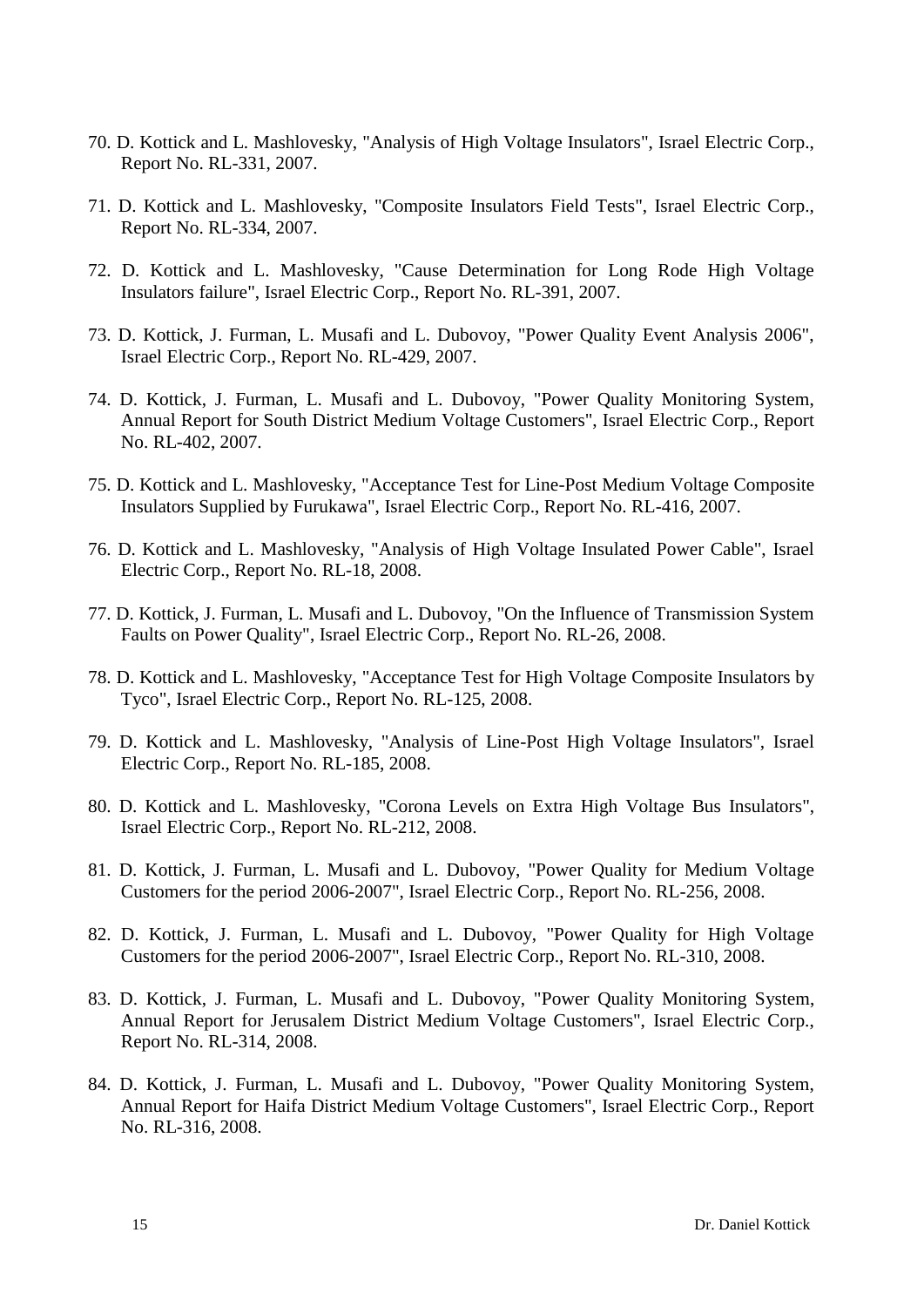70. D. Kottick and L. Mashlovesky, "Analysis of High Voltage Insulators", Israel Electric Corp., Report No. RL-331, 2007.

71. D. Kottick and L. Mashlovesky, "Composite Insulators Field Tests", Israel Electric Corp., Report No. RL-334, 2007.

72. D. Kottick and L. Mashlovesky, "Cause Determination for Long Rode High Voltage Insulators failure", Israel Electric Corp., Report No. RL-391, 2007.

73. D. Kottick, J. Furman, L. Musafi and L. Dubovoy, "Power Quality Event Analysis 2006", Israel Electric Corp., Report No. RL-429, 2007.

74. D. Kottick, J. Furman, L. Musafi and L. Dubovoy, "Power Quality Monitoring System, Annual Report for South District Medium Voltage Customers", Israel Electric Corp., Report No. RL-402, 2007.

75. D. Kottick and L. Mashlovesky, "Acceptance Test for Line-Post Medium Voltage Composite Insulators Supplied by Furukawa", Israel Electric Corp., Report No. RL-416, 2007.

76. D. Kottick and L. Mashlovesky, "Analysis of High Voltage Insulated Power Cable", Israel Electric Corp., Report No. RL-18, 2008.

77. D. Kottick, J. Furman, L. Musafi and L. Dubovoy, "On the Influence of Transmission System Faults on Power Quality", Israel Electric Corp., Report No. RL-26, 2008.

78. D. Kottick and L. Mashlovesky, "Acceptance Test for High Voltage Composite Insulators by Tyco", Israel Electric Corp., Report No. RL-125, 2008.

79. D. Kottick and L. Mashlovesky, "Analysis of Line-Post High Voltage Insulators", Israel Electric Corp., Report No. RL-185, 2008.

80. D. Kottick and L. Mashlovesky, "Corona Levels on Extra High Voltage Bus Insulators", Israel Electric Corp., Report No. RL-212, 2008.

81. D. Kottick, J. Furman, L. Musafi and L. Dubovoy, "Power Quality for Medium Voltage Customers for the period 2006-2007", Israel Electric Corp., Report No. RL-256, 2008.

82. D. Kottick, J. Furman, L. Musafi and L. Dubovoy, "Power Quality for High Voltage Customers for the period 2006-2007", Israel Electric Corp., Report No. RL-310, 2008.

83. D. Kottick, J. Furman, L. Musafi and L. Dubovoy, "Power Quality Monitoring System, Annual Report for Jerusalem District Medium Voltage Customers", Israel Electric Corp., Report No. RL-314, 2008.

84. D. Kottick, J. Furman, L. Musafi and L. Dubovoy, "Power Quality Monitoring System, Annual Report for Haifa District Medium Voltage Customers", Israel Electric Corp., Report No. RL-316, 2008.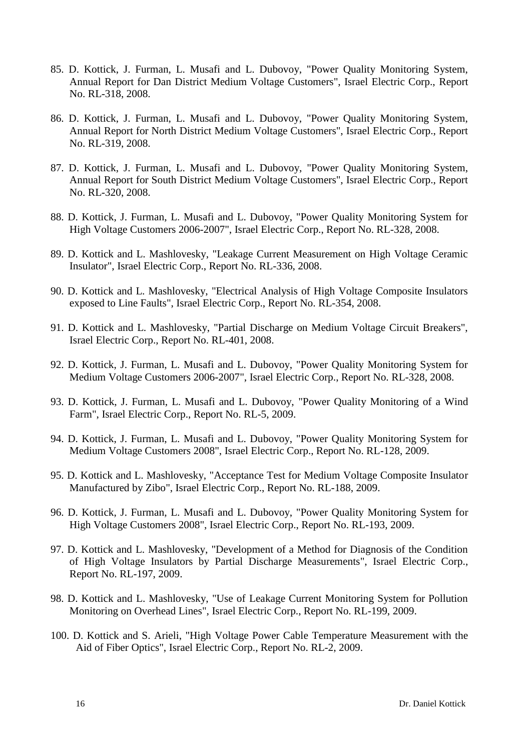85. D. Kottick, J. Furman, L. Musafi and L. Dubovoy, "Power Quality Monitoring System, Annual Report for Dan District Medium Voltage Customers", Israel Electric Corp., Report No. RL-318, 2008.

86. D. Kottick, J. Furman, L. Musafi and L. Dubovoy, "Power Quality Monitoring System, Annual Report for North District Medium Voltage Customers", Israel Electric Corp., Report No. RL-319, 2008.

87. D. Kottick, J. Furman, L. Musafi and L. Dubovoy, "Power Quality Monitoring System, Annual Report for South District Medium Voltage Customers", Israel Electric Corp., Report No. RL-320, 2008.

88. D. Kottick, J. Furman, L. Musafi and L. Dubovoy, "Power Quality Monitoring System for High Voltage Customers 2006-2007", Israel Electric Corp., Report No. RL-328, 2008.

89. D. Kottick and L. Mashlovesky, "Leakage Current Measurement on High Voltage Ceramic Insulator", Israel Electric Corp., Report No. RL-336, 2008.

90. D. Kottick and L. Mashlovesky, "Electrical Analysis of High Voltage Composite Insulators exposed to Line Faults", Israel Electric Corp., Report No. RL-354, 2008.

91. D. Kottick and L. Mashlovesky, "Partial Discharge on Medium Voltage Circuit Breakers", Israel Electric Corp., Report No. RL-401, 2008.

92. D. Kottick, J. Furman, L. Musafi and L. Dubovoy, "Power Quality Monitoring System for Medium Voltage Customers 2006-2007", Israel Electric Corp., Report No. RL-328, 2008.

93. D. Kottick, J. Furman, L. Musafi and L. Dubovoy, "Power Quality Monitoring of a Wind Farm", Israel Electric Corp., Report No. RL-5, 2009.

94. D. Kottick, J. Furman, L. Musafi and L. Dubovoy, "Power Quality Monitoring System for Medium Voltage Customers 2008", Israel Electric Corp., Report No. RL-128, 2009.

95. D. Kottick and L. Mashlovesky, "Acceptance Test for Medium Voltage Composite Insulator Manufactured by Zibo", Israel Electric Corp., Report No. RL-188, 2009.

96. D. Kottick, J. Furman, L. Musafi and L. Dubovoy, "Power Quality Monitoring System for High Voltage Customers 2008", Israel Electric Corp., Report No. RL-193, 2009.

97. D. Kottick and L. Mashlovesky, "Development of a Method for Diagnosis of the Condition of High Voltage Insulators by Partial Discharge Measurements", Israel Electric Corp., Report No. RL-197, 2009.

98. D. Kottick and L. Mashlovesky, "Use of Leakage Current Monitoring System for Pollution Monitoring on Overhead Lines", Israel Electric Corp., Report No. RL-199, 2009.

100. D. Kottick and S. Arieli, "High Voltage Power Cable Temperature Measurement with the Aid of Fiber Optics", Israel Electric Corp., Report No. RL-2, 2009.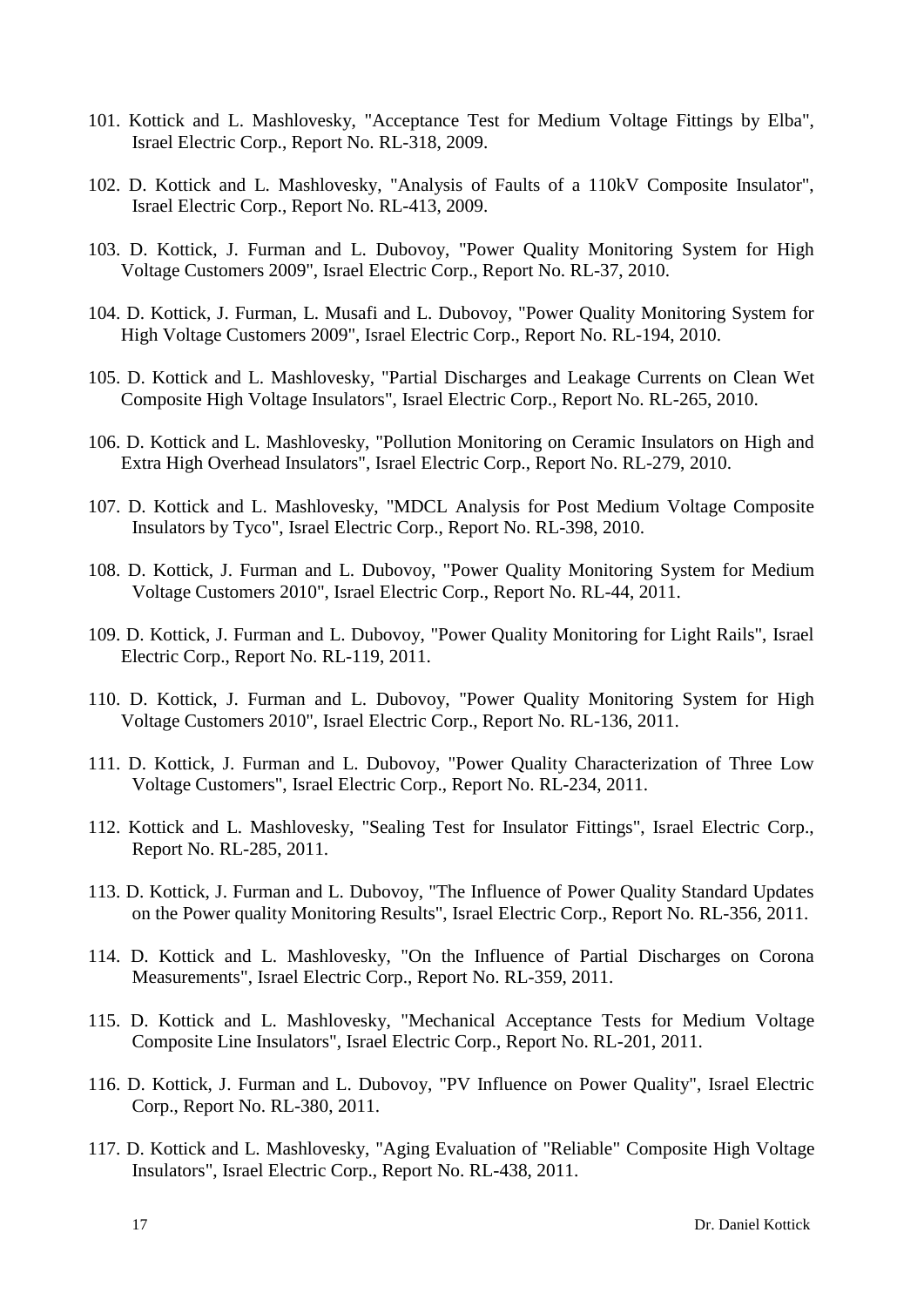101. Kottick and L. Mashlovesky, "Acceptance Test for Medium Voltage Fittings by Elba", Israel Electric Corp., Report No. RL-318, 2009.

102. D. Kottick and L. Mashlovesky, "Analysis of Faults of a 110kV Composite Insulator", Israel Electric Corp., Report No. RL-413, 2009.

103. D. Kottick, J. Furman and L. Dubovoy, "Power Quality Monitoring System for High Voltage Customers 2009", Israel Electric Corp., Report No. RL-37, 2010.

104. D. Kottick, J. Furman, L. Musafi and L. Dubovoy, "Power Quality Monitoring System for High Voltage Customers 2009", Israel Electric Corp., Report No. RL-194, 2010.

105. D. Kottick and L. Mashlovesky, "Partial Discharges and Leakage Currents on Clean Wet Composite High Voltage Insulators", Israel Electric Corp., Report No. RL-265, 2010.

106. D. Kottick and L. Mashlovesky, "Pollution Monitoring on Ceramic Insulators on High and Extra High Overhead Insulators", Israel Electric Corp., Report No. RL-279, 2010.

107. D. Kottick and L. Mashlovesky, "MDCL Analysis for Post Medium Voltage Composite Insulators by Tyco", Israel Electric Corp., Report No. RL-398, 2010.

108. D. Kottick, J. Furman and L. Dubovoy, "Power Quality Monitoring System for Medium Voltage Customers 2010", Israel Electric Corp., Report No. RL-44, 2011.

109. D. Kottick, J. Furman and L. Dubovoy, "Power Quality Monitoring for Light Rails", Israel Electric Corp., Report No. RL-119, 2011.

110. D. Kottick, J. Furman and L. Dubovoy, "Power Quality Monitoring System for High Voltage Customers 2010", Israel Electric Corp., Report No. RL-136, 2011.

111. D. Kottick, J. Furman and L. Dubovoy, "Power Quality Characterization of Three Low Voltage Customers", Israel Electric Corp., Report No. RL-234, 2011.

112. Kottick and L. Mashlovesky, "Sealing Test for Insulator Fittings", Israel Electric Corp., Report No. RL-285, 2011.

113. D. Kottick, J. Furman and L. Dubovoy, "The Influence of Power Quality Standard Updates on the Power quality Monitoring Results", Israel Electric Corp., Report No. RL-356, 2011.

114. D. Kottick and L. Mashlovesky, "On the Influence of Partial Discharges on Corona Measurements", Israel Electric Corp., Report No. RL-359, 2011.

115. D. Kottick and L. Mashlovesky, "Mechanical Acceptance Tests for Medium Voltage Composite Line Insulators", Israel Electric Corp., Report No. RL-201, 2011.

116. D. Kottick, J. Furman and L. Dubovoy, "PV Influence on Power Quality", Israel Electric Corp., Report No. RL-380, 2011.

117. D. Kottick and L. Mashlovesky, "Aging Evaluation of "Reliable" Composite High Voltage Insulators", Israel Electric Corp., Report No. RL-438, 2011.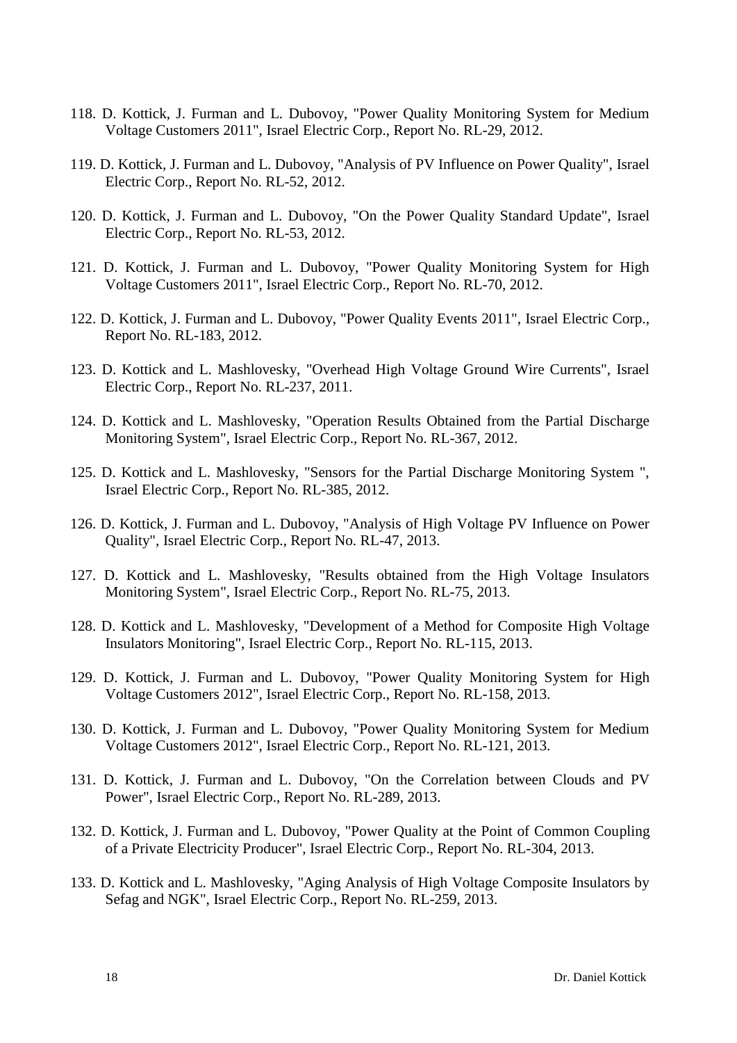118. D. Kottick, J. Furman and L. Dubovoy, "Power Quality Monitoring System for Medium Voltage Customers 2011", Israel Electric Corp., Report No. RL-29, 2012.

119. D. Kottick, J. Furman and L. Dubovoy, "Analysis of PV Influence on Power Quality", Israel Electric Corp., Report No. RL-52, 2012.

120. D. Kottick, J. Furman and L. Dubovoy, "On the Power Quality Standard Update", Israel Electric Corp., Report No. RL-53, 2012.

121. D. Kottick, J. Furman and L. Dubovoy, "Power Quality Monitoring System for High Voltage Customers 2011", Israel Electric Corp., Report No. RL-70, 2012.

122. D. Kottick, J. Furman and L. Dubovoy, "Power Quality Events 2011", Israel Electric Corp., Report No. RL-183, 2012.

123. D. Kottick and L. Mashlovesky, "Overhead High Voltage Ground Wire Currents", Israel Electric Corp., Report No. RL-237, 2011.

124. D. Kottick and L. Mashlovesky, "Operation Results Obtained from the Partial Discharge Monitoring System", Israel Electric Corp., Report No. RL-367, 2012.

125. D. Kottick and L. Mashlovesky, "Sensors for the Partial Discharge Monitoring System ", Israel Electric Corp., Report No. RL-385, 2012.

126. D. Kottick, J. Furman and L. Dubovoy, "Analysis of High Voltage PV Influence on Power Quality", Israel Electric Corp., Report No. RL-47, 2013.

127. D. Kottick and L. Mashlovesky, "Results obtained from the High Voltage Insulators Monitoring System", Israel Electric Corp., Report No. RL-75, 2013.

128. D. Kottick and L. Mashlovesky, "Development of a Method for Composite High Voltage Insulators Monitoring", Israel Electric Corp., Report No. RL-115, 2013.

129. D. Kottick, J. Furman and L. Dubovoy, "Power Quality Monitoring System for High Voltage Customers 2012", Israel Electric Corp., Report No. RL-158, 2013.

130. D. Kottick, J. Furman and L. Dubovoy, "Power Quality Monitoring System for Medium Voltage Customers 2012", Israel Electric Corp., Report No. RL-121, 2013.

131. D. Kottick, J. Furman and L. Dubovoy, "On the Correlation between Clouds and PV Power", Israel Electric Corp., Report No. RL-289, 2013.

132. D. Kottick, J. Furman and L. Dubovoy, "Power Quality at the Point of Common Coupling of a Private Electricity Producer", Israel Electric Corp., Report No. RL-304, 2013.

133. D. Kottick and L. Mashlovesky, "Aging Analysis of High Voltage Composite Insulators by Sefag and NGK", Israel Electric Corp., Report No. RL-259, 2013.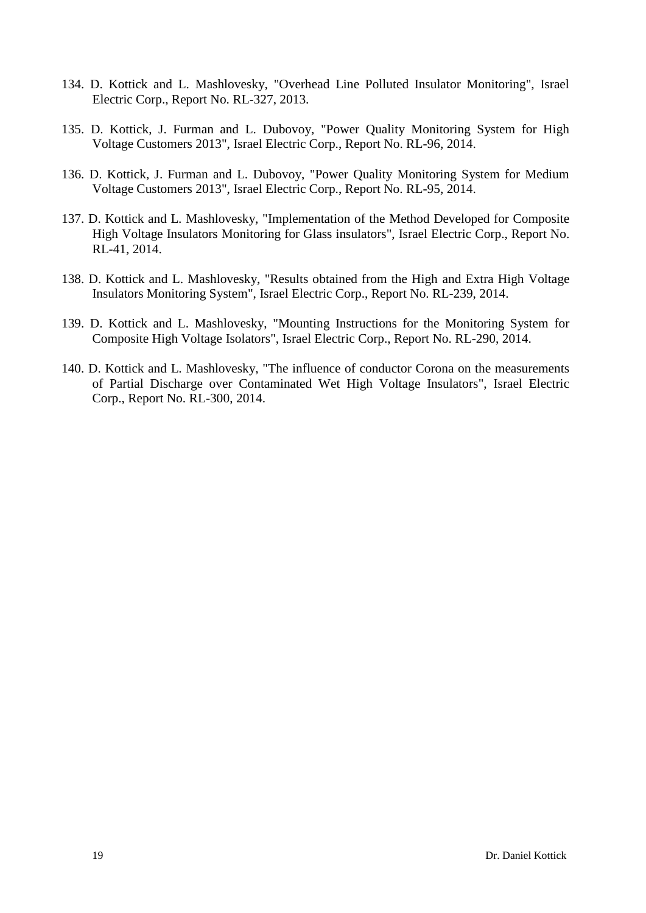134. D. Kottick and L. Mashlovesky, "Overhead Line Polluted Insulator Monitoring", Israel Electric Corp., Report No. RL-327, 2013.

135. D. Kottick, J. Furman and L. Dubovoy, "Power Quality Monitoring System for High Voltage Customers 2013", Israel Electric Corp., Report No. RL-96, 2014.

136. D. Kottick, J. Furman and L. Dubovoy, "Power Quality Monitoring System for Medium Voltage Customers 2013", Israel Electric Corp., Report No. RL-95, 2014.

137. D. Kottick and L. Mashlovesky, "Implementation of the Method Developed for Composite High Voltage Insulators Monitoring for Glass insulators", Israel Electric Corp., Report No. RL-41, 2014.

138. D. Kottick and L. Mashlovesky, "Results obtained from the High and Extra High Voltage Insulators Monitoring System", Israel Electric Corp., Report No. RL-239, 2014.

139. D. Kottick and L. Mashlovesky, "Mounting Instructions for the Monitoring System for Composite High Voltage Isolators", Israel Electric Corp., Report No. RL-290, 2014.

140. D. Kottick and L. Mashlovesky, "The influence of conductor Corona on the measurements of Partial Discharge over Contaminated Wet High Voltage Insulators", Israel Electric Corp., Report No. RL-300, 2014.